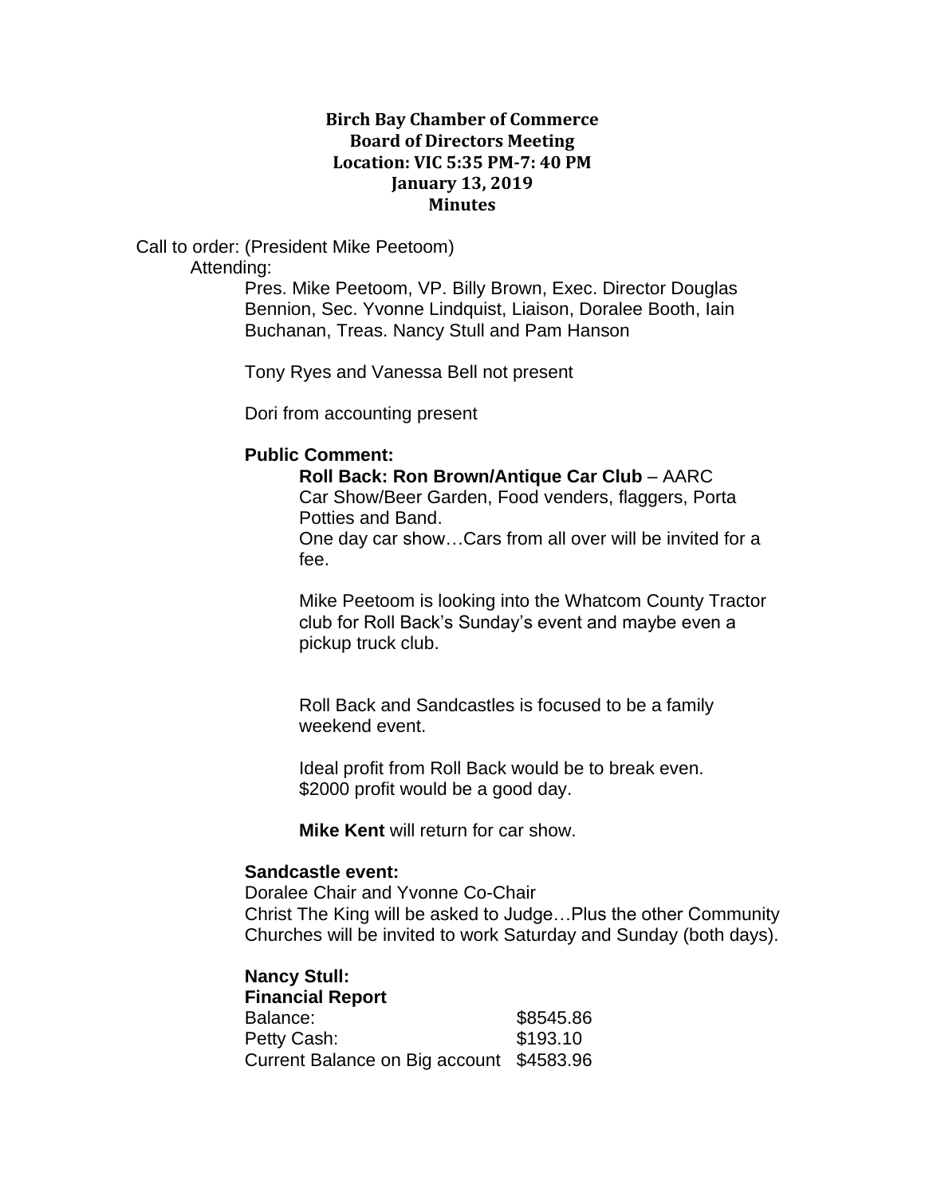**Birch Bay Chamber of Commerce**
**Board of Directors Meeting**
**Location: VIC 5:35 PM-7: 40 PM**
**January 13, 2019**
**Minutes**

Call to order: (President Mike Peetoom)

Attending:

Pres. Mike Peetoom, VP. Billy Brown, Exec. Director Douglas Bennion, Sec. Yvonne Lindquist, Liaison, Doralee Booth, Iain Buchanan, Treas. Nancy Stull and Pam Hanson

Tony Ryes and Vanessa Bell not present

Dori from accounting present

**Public Comment:**

**Roll Back: Ron Brown/Antique Car Club** – AARC
Car Show/Beer Garden, Food venders, flaggers, Porta Potties and Band.
One day car show…Cars from all over will be invited for a fee.

Mike Peetoom is looking into the Whatcom County Tractor club for Roll Back's Sunday's event and maybe even a pickup truck club.

Roll Back and Sandcastles is focused to be a family weekend event.

Ideal profit from Roll Back would be to break even.
$2000 profit would be a good day.

**Mike Kent** will return for car show.

**Sandcastle event:**
Doralee Chair and Yvonne Co-Chair
Christ The King will be asked to Judge…Plus the other Community Churches will be invited to work Saturday and Sunday (both days).

**Nancy Stull:**
**Financial Report**

| | |
|---|---|
| Balance: | $8545.86 |
| Petty Cash: | $193.10 |
| Current Balance on Big account | $4583.96 |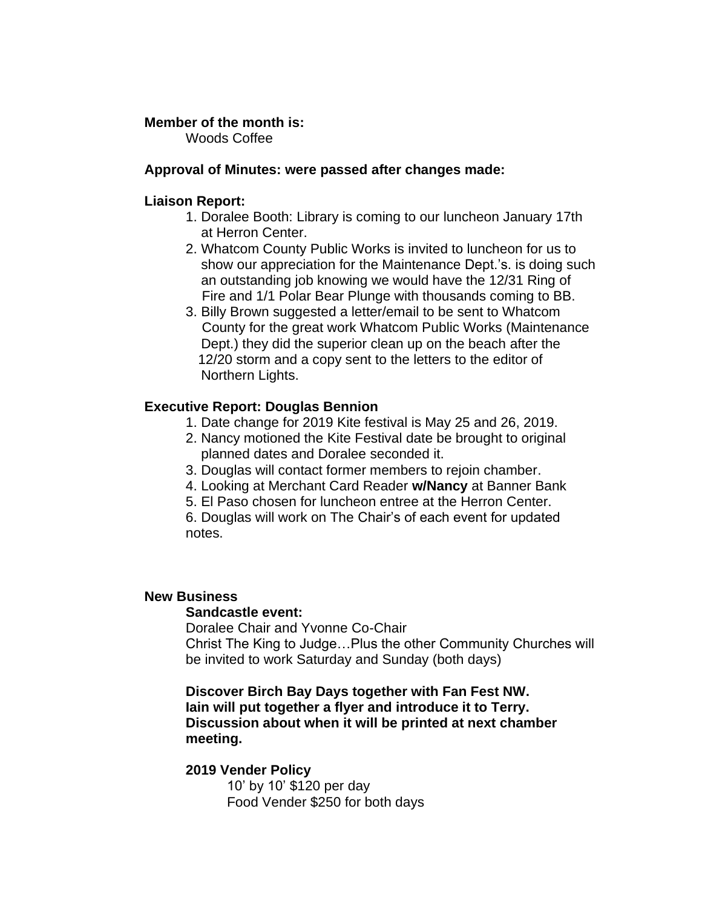**Member of the month is:**

Woods Coffee

**Approval of Minutes: were passed after changes made:**

**Liaison Report:**

1. Doralee Booth: Library is coming to our luncheon January 17th at Herron Center.
2. Whatcom County Public Works is invited to luncheon for us to show our appreciation for the Maintenance Dept.'s. is doing such an outstanding job knowing we would have the 12/31 Ring of Fire and 1/1 Polar Bear Plunge with thousands coming to BB.
3. Billy Brown suggested a letter/email to be sent to Whatcom County for the great work Whatcom Public Works (Maintenance Dept.) they did the superior clean up on the beach after the 12/20 storm and a copy sent to the letters to the editor of Northern Lights.

**Executive Report: Douglas Bennion**

1. Date change for 2019 Kite festival is May 25 and 26, 2019.
2. Nancy motioned the Kite Festival date be brought to original planned dates and Doralee seconded it.
3. Douglas will contact former members to rejoin chamber.
4. Looking at Merchant Card Reader **w/Nancy** at Banner Bank
5. El Paso chosen for luncheon entree at the Herron Center.
6. Douglas will work on The Chair's of each event for updated notes.

**New Business**

**Sandcastle event:**

Doralee Chair and Yvonne Co-Chair
Christ The King to Judge…Plus the other Community Churches will be invited to work Saturday and Sunday (both days)

**Discover Birch Bay Days together with Fan Fest NW. Iain will put together a flyer and introduce it to Terry. Discussion about when it will be printed at next chamber meeting.**

**2019 Vender Policy**

10' by 10' $120 per day
Food Vender $250 for both days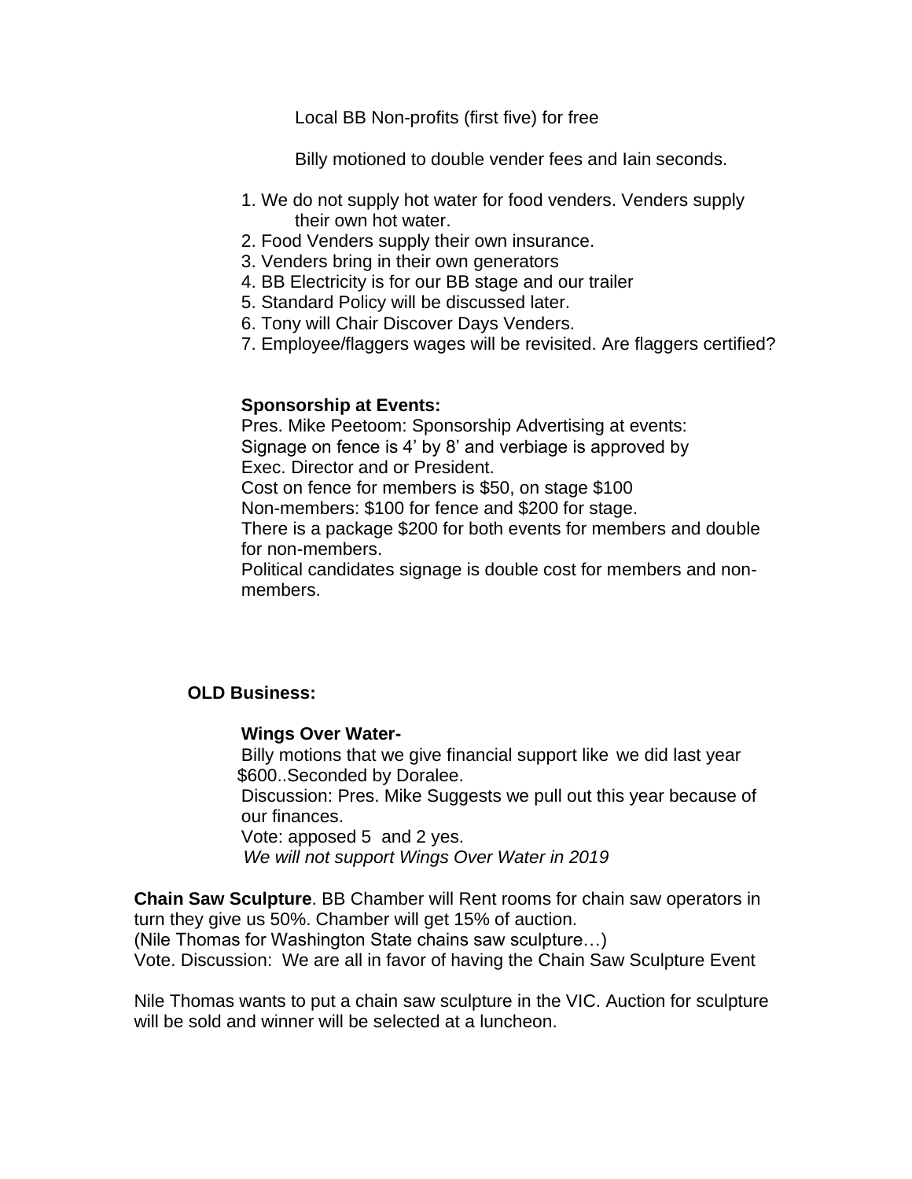Local BB Non-profits (first five) for free

Billy motioned to double vender fees and Iain seconds.

1. We do not supply hot water for food venders. Venders supply their own hot water.
2. Food Venders supply their own insurance.
3. Venders bring in their own generators
4. BB Electricity is for our BB stage and our trailer
5. Standard Policy will be discussed later.
6. Tony will Chair Discover Days Venders.
7. Employee/flaggers wages will be revisited. Are flaggers certified?

**Sponsorship at Events:**

Pres. Mike Peetoom: Sponsorship Advertising at events:
Signage on fence is 4' by 8' and verbiage is approved by Exec. Director and or President.
Cost on fence for members is $50, on stage $100
Non-members: $100 for fence and $200 for stage.
There is a package $200 for both events for members and double for non-members.
Political candidates signage is double cost for members and non-members.

**OLD Business:**

**Wings Over Water-**

Billy motions that we give financial support like we did last year $600..Seconded by Doralee.
Discussion: Pres. Mike Suggests we pull out this year because of our finances.
Vote: apposed 5 and 2 yes.
*We will not support Wings Over Water in 2019*

**Chain Saw Sculpture**. BB Chamber will Rent rooms for chain saw operators in turn they give us 50%. Chamber will get 15% of auction.
(Nile Thomas for Washington State chains saw sculpture…)
Vote. Discussion: We are all in favor of having the Chain Saw Sculpture Event

Nile Thomas wants to put a chain saw sculpture in the VIC. Auction for sculpture will be sold and winner will be selected at a luncheon.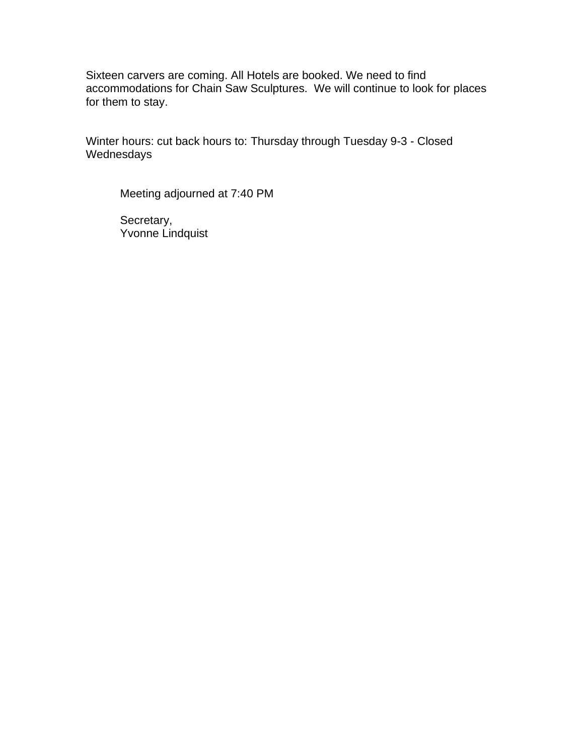Sixteen carvers are coming. All Hotels are booked. We need to find accommodations for Chain Saw Sculptures. We will continue to look for places for them to stay.

Winter hours: cut back hours to: Thursday through Tuesday 9-3 - Closed Wednesdays

Meeting adjourned at 7:40 PM

Secretary,
Yvonne Lindquist